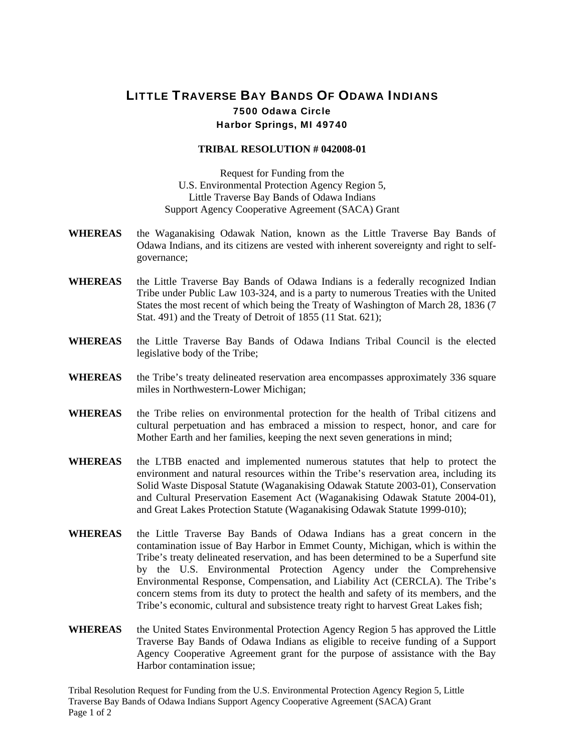# LITTLE TRAVERSE BAY BANDS OF ODAWA INDIANS

**7500 Odawa Circle**
**Harbor Springs, MI 49740**

## TRIBAL RESOLUTION # 042008-01

Request for Funding from the
U.S. Environmental Protection Agency Region 5,
Little Traverse Bay Bands of Odawa Indians
Support Agency Cooperative Agreement (SACA) Grant

**WHEREAS** the Waganakising Odawak Nation, known as the Little Traverse Bay Bands of Odawa Indians, and its citizens are vested with inherent sovereignty and right to self-governance;

**WHEREAS** the Little Traverse Bay Bands of Odawa Indians is a federally recognized Indian Tribe under Public Law 103-324, and is a party to numerous Treaties with the United States the most recent of which being the Treaty of Washington of March 28, 1836 (7 Stat. 491) and the Treaty of Detroit of 1855 (11 Stat. 621);

**WHEREAS** the Little Traverse Bay Bands of Odawa Indians Tribal Council is the elected legislative body of the Tribe;

**WHEREAS** the Tribe's treaty delineated reservation area encompasses approximately 336 square miles in Northwestern-Lower Michigan;

**WHEREAS** the Tribe relies on environmental protection for the health of Tribal citizens and cultural perpetuation and has embraced a mission to respect, honor, and care for Mother Earth and her families, keeping the next seven generations in mind;

**WHEREAS** the LTBB enacted and implemented numerous statutes that help to protect the environment and natural resources within the Tribe's reservation area, including its Solid Waste Disposal Statute (Waganakising Odawak Statute 2003-01), Conservation and Cultural Preservation Easement Act (Waganakising Odawak Statute 2004-01), and Great Lakes Protection Statute (Waganakising Odawak Statute 1999-010);

**WHEREAS** the Little Traverse Bay Bands of Odawa Indians has a great concern in the contamination issue of Bay Harbor in Emmet County, Michigan, which is within the Tribe's treaty delineated reservation, and has been determined to be a Superfund site by the U.S. Environmental Protection Agency under the Comprehensive Environmental Response, Compensation, and Liability Act (CERCLA). The Tribe's concern stems from its duty to protect the health and safety of its members, and the Tribe's economic, cultural and subsistence treaty right to harvest Great Lakes fish;

**WHEREAS** the United States Environmental Protection Agency Region 5 has approved the Little Traverse Bay Bands of Odawa Indians as eligible to receive funding of a Support Agency Cooperative Agreement grant for the purpose of assistance with the Bay Harbor contamination issue;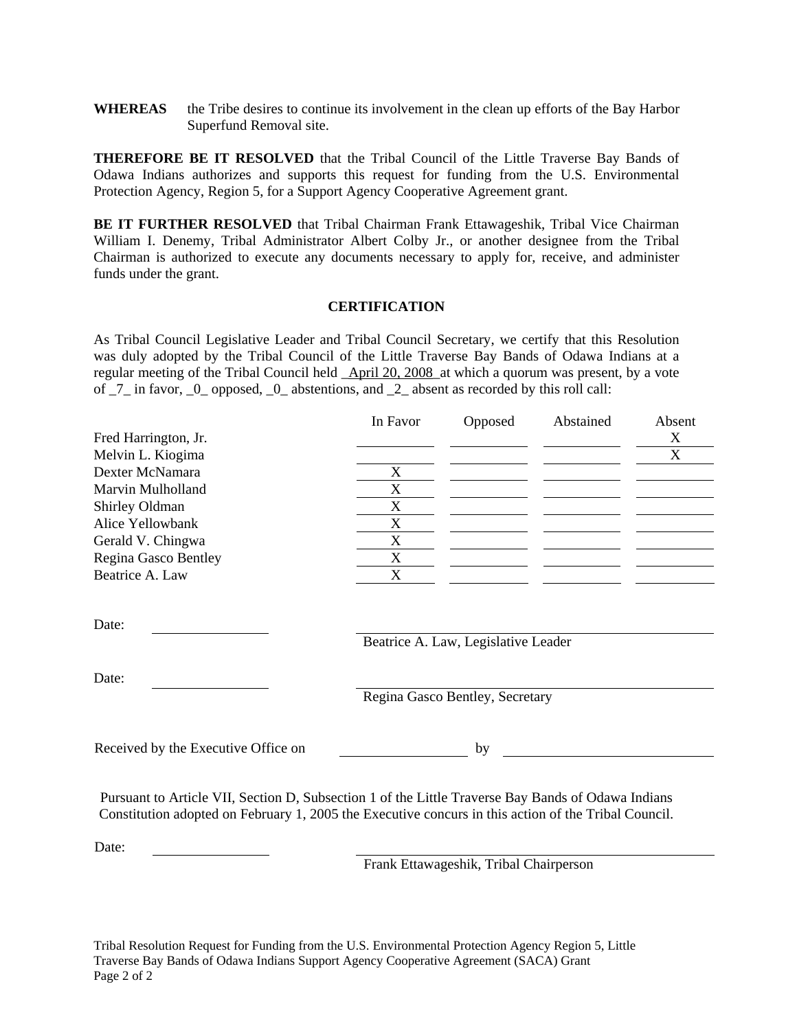**WHEREAS** the Tribe desires to continue its involvement in the clean up efforts of the Bay Harbor Superfund Removal site.

**THEREFORE BE IT RESOLVED** that the Tribal Council of the Little Traverse Bay Bands of Odawa Indians authorizes and supports this request for funding from the U.S. Environmental Protection Agency, Region 5, for a Support Agency Cooperative Agreement grant.

**BE IT FURTHER RESOLVED** that Tribal Chairman Frank Ettawageshik, Tribal Vice Chairman William I. Denemy, Tribal Administrator Albert Colby Jr., or another designee from the Tribal Chairman is authorized to execute any documents necessary to apply for, receive, and administer funds under the grant.

## CERTIFICATION

As Tribal Council Legislative Leader and Tribal Council Secretary, we certify that this Resolution was duly adopted by the Tribal Council of the Little Traverse Bay Bands of Odawa Indians at a regular meeting of the Tribal Council held _April 20, 2008_ at which a quorum was present, by a vote of _7_ in favor, _0_ opposed, _0_ abstentions, and _2_ absent as recorded by this roll call:

| | In Favor | Opposed | Abstained | Absent |
|---|---|---|---|---|
| Fred Harrington, Jr. | | | | X |
| Melvin L. Kiogima | | | | X |
| Dexter McNamara | X | | | |
| Marvin Mulholland | X | | | |
| Shirley Oldman | X | | | |
| Alice Yellowbank | X | | | |
| Gerald V. Chingwa | X | | | |
| Regina Gasco Bentley | X | | | |
| Beatrice A. Law | X | | | |

Date: ________________ ______________________________
Beatrice A. Law, Legislative Leader

Date: ________________ ______________________________
Regina Gasco Bentley, Secretary

Received by the Executive Office on ________________ by ______________________________

Pursuant to Article VII, Section D, Subsection 1 of the Little Traverse Bay Bands of Odawa Indians Constitution adopted on February 1, 2005 the Executive concurs in this action of the Tribal Council.

Date: ________________ ______________________________
Frank Ettawageshik, Tribal Chairperson

Tribal Resolution Request for Funding from the U.S. Environmental Protection Agency Region 5, Little Traverse Bay Bands of Odawa Indians Support Agency Cooperative Agreement (SACA) Grant